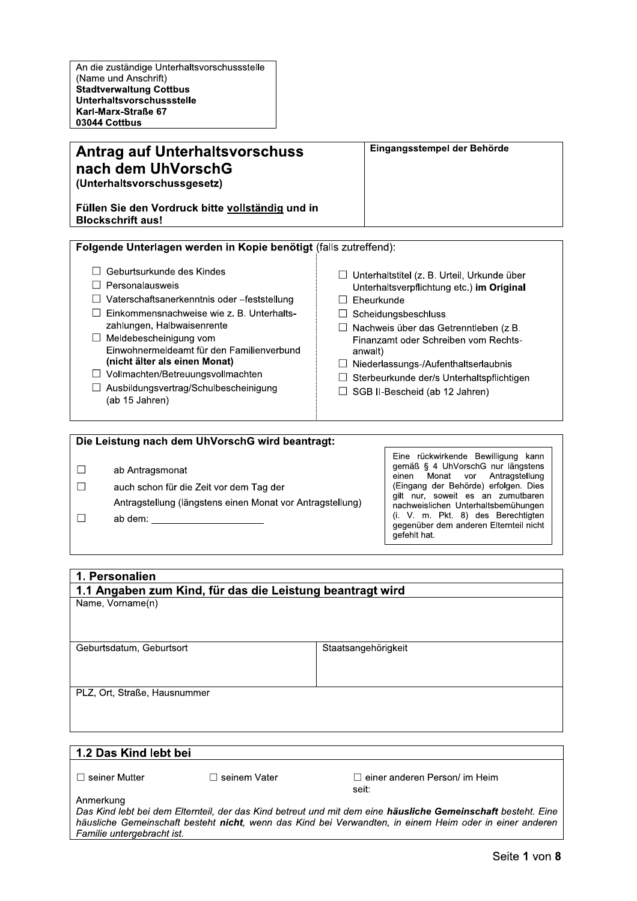An die zuständige Unterhaltsvorschussstelle
(Name und Anschrift)
**Stadtverwaltung Cottbus**
**Unterhaltsvorschussstelle**
**Karl-Marx-Straße 67**
**03044 Cottbus**

# Antrag auf Unterhaltsvorschuss nach dem UhVorschG

**(Unterhaltsvorschussgesetz)**

**Füllen Sie den Vordruck bitte <u>vollständig</u> und in Blockschrift aus!**

**Eingangsstempel der Behörde**

**Folgende Unterlagen werden in Kopie benötigt** (falls zutreffend):

- ☐ Geburtsurkunde des Kindes
- ☐ Personalausweis
- ☐ Vaterschaftsanerkenntnis oder –feststellung
- ☐ Einkommensnachweise wie z. B. Unterhaltszahlungen, Halbwaisenrente
- ☐ Meldebescheinigung vom Einwohnermeldeamt für den Familienverbund **(nicht älter als einen Monat)**
- ☐ Vollmachten/Betreuungsvollmachten
- ☐ Ausbildungsvertrag/Schulbescheinigung (ab 15 Jahren)
- ☐ Unterhaltstitel (z. B. Urteil, Urkunde über Unterhaltsverpflichtung etc.) **im Original**
- ☐ Eheurkunde
- ☐ Scheidungsbeschluss
- ☐ Nachweis über das Getrenntleben (z.B. Finanzamt oder Schreiben vom Rechtsanwalt)
- ☐ Niederlassungs-/Aufenthaltserlaubnis
- ☐ Sterbeurkunde der/s Unterhaltspflichtigen
- ☐ SGB II-Bescheid (ab 12 Jahren)

**Die Leistung nach dem UhVorschG wird beantragt:**

- ☐ ab Antragsmonat
- ☐ auch schon für die Zeit vor dem Tag der Antragstellung (längstens einen Monat vor Antragstellung)
- ☐ ab dem: ____________________

Eine rückwirkende Bewilligung kann gemäß § 4 UhVorschG nur längstens einen Monat vor Antragstellung (Eingang der Behörde) erfolgen. Dies gilt nur, soweit es an zumutbaren nachweislichen Unterhaltsbemühungen (i. V. m. Pkt. 8) des Berechtigten gegenüber dem anderen Elternteil nicht gefehlt hat.

## 1. Personalien

### 1.1 Angaben zum Kind, für das die Leistung beantragt wird

| Name, Vorname(n) | |
|---|---|
| Geburtsdatum, Geburtsort | Staatsangehörigkeit |
| PLZ, Ort, Straße, Hausnummer | |

### 1.2 Das Kind lebt bei

☐ seiner Mutter ☐ seinem Vater ☐ einer anderen Person/ im Heim seit:

Anmerkung
*Das Kind lebt bei dem Elternteil, der das Kind betreut und mit dem eine **häusliche Gemeinschaft** besteht. Eine häusliche Gemeinschaft besteht **nicht**, wenn das Kind bei Verwandten, in einem Heim oder in einer anderen Familie untergebracht ist.*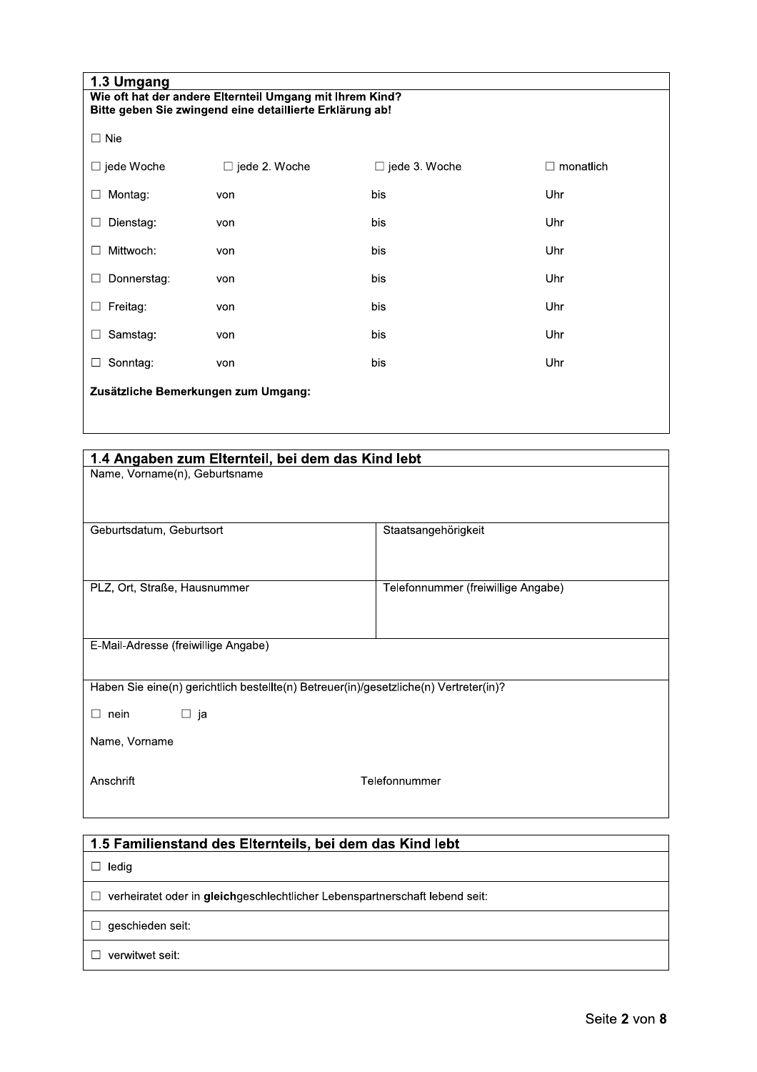## 1.3 Umgang

**Wie oft hat der andere Elternteil Umgang mit Ihrem Kind?**
**Bitte geben Sie zwingend eine detaillierte Erklärung ab!**

☐ Nie

| ☐ jede Woche | ☐ jede 2. Woche | ☐ jede 3. Woche | ☐ monatlich |
|---|---|---|---|
| ☐ Montag: | von | bis | Uhr |
| ☐ Dienstag: | von | bis | Uhr |
| ☐ Mittwoch: | von | bis | Uhr |
| ☐ Donnerstag: | von | bis | Uhr |
| ☐ Freitag: | von | bis | Uhr |
| ☐ Samstag: | von | bis | Uhr |
| ☐ Sonntag: | von | bis | Uhr |

**Zusätzliche Bemerkungen zum Umgang:**

## 1.4 Angaben zum Elternteil, bei dem das Kind lebt

Name, Vorname(n), Geburtsname

| Geburtsdatum, Geburtsort | Staatsangehörigkeit |
|---|---|
| PLZ, Ort, Straße, Hausnummer | Telefonnummer (freiwillige Angabe) |

E-Mail-Adresse (freiwillige Angabe)

Haben Sie eine(n) gerichtlich bestellte(n) Betreuer(in)/gesetzliche(n) Vertreter(in)?

☐ nein ☐ ja

Name, Vorname

Anschrift Telefonnummer

## 1.5 Familienstand des Elternteils, bei dem das Kind lebt

☐ ledig

☐ verheiratet oder in **gleich**geschlechtlicher Lebenspartnerschaft lebend seit:

☐ geschieden seit:

☐ verwitwet seit: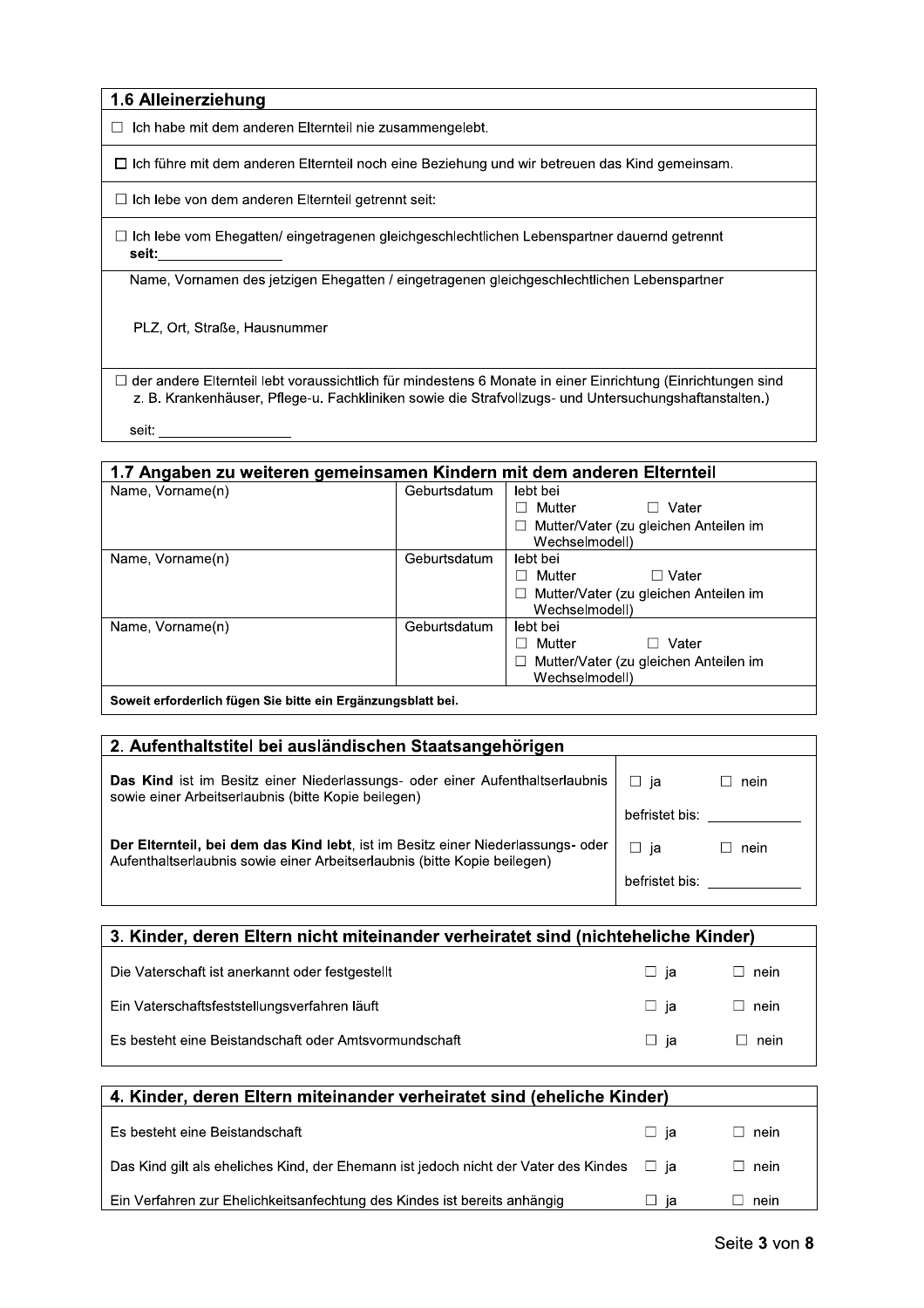## 1.6 Alleinerziehung

☐ Ich habe mit dem anderen Elternteil nie zusammengelebt.

☐ Ich führe mit dem anderen Elternteil noch eine Beziehung und wir betreuen das Kind gemeinsam.

☐ Ich lebe von dem anderen Elternteil getrennt seit:

☐ Ich lebe vom Ehegatten/ eingetragenen gleichgeschlechtlichen Lebenspartner dauernd getrennt **seit:** ________________

Name, Vornamen des jetzigen Ehegatten / eingetragenen gleichgeschlechtlichen Lebenspartner

PLZ, Ort, Straße, Hausnummer

☐ der andere Elternteil lebt voraussichtlich für mindestens 6 Monate in einer Einrichtung (Einrichtungen sind z. B. Krankenhäuser, Pflege-u. Fachkliniken sowie die Strafvollzugs- und Untersuchungshaftanstalten.)

seit: _________________

## 1.7 Angaben zu weiteren gemeinsamen Kindern mit dem anderen Elternteil

| Name, Vorname(n) | Geburtsdatum | lebt bei |
|---|---|---|
| | | ☐ Mutter ☐ Vater<br>☐ Mutter/Vater (zu gleichen Anteilen im Wechselmodell) |
| Name, Vorname(n) | Geburtsdatum | lebt bei<br>☐ Mutter ☐ Vater<br>☐ Mutter/Vater (zu gleichen Anteilen im Wechselmodell) |
| Name, Vorname(n) | Geburtsdatum | lebt bei<br>☐ Mutter ☐ Vater<br>☐ Mutter/Vater (zu gleichen Anteilen im Wechselmodell) |

**Soweit erforderlich fügen Sie bitte ein Ergänzungsblatt bei.**

## 2. Aufenthaltstitel bei ausländischen Staatsangehörigen

| | |
|---|---|
| **Das Kind** ist im Besitz einer Niederlassungs- oder einer Aufenthaltserlaubnis sowie einer Arbeitserlaubnis (bitte Kopie beilegen) | ☐ ja ☐ nein<br>befristet bis: ____________ |
| **Der Elternteil, bei dem das Kind lebt**, ist im Besitz einer Niederlassungs- oder Aufenthaltserlaubnis sowie einer Arbeitserlaubnis (bitte Kopie beilegen) | ☐ ja ☐ nein<br>befristet bis: ____________ |

## 3. Kinder, deren Eltern nicht miteinander verheiratet sind (nichteheliche Kinder)

| | | |
|---|---|---|
| Die Vaterschaft ist anerkannt oder festgestellt | ☐ ja | ☐ nein |
| Ein Vaterschaftsfeststellungsverfahren läuft | ☐ ja | ☐ nein |
| Es besteht eine Beistandschaft oder Amtsvormundschaft | ☐ ja | ☐ nein |

## 4. Kinder, deren Eltern miteinander verheiratet sind (eheliche Kinder)

| | | |
|---|---|---|
| Es besteht eine Beistandschaft | ☐ ja | ☐ nein |
| Das Kind gilt als eheliches Kind, der Ehemann ist jedoch nicht der Vater des Kindes | ☐ ja | ☐ nein |
| Ein Verfahren zur Ehelichkeitsanfechtung des Kindes ist bereits anhängig | ☐ ja | ☐ nein |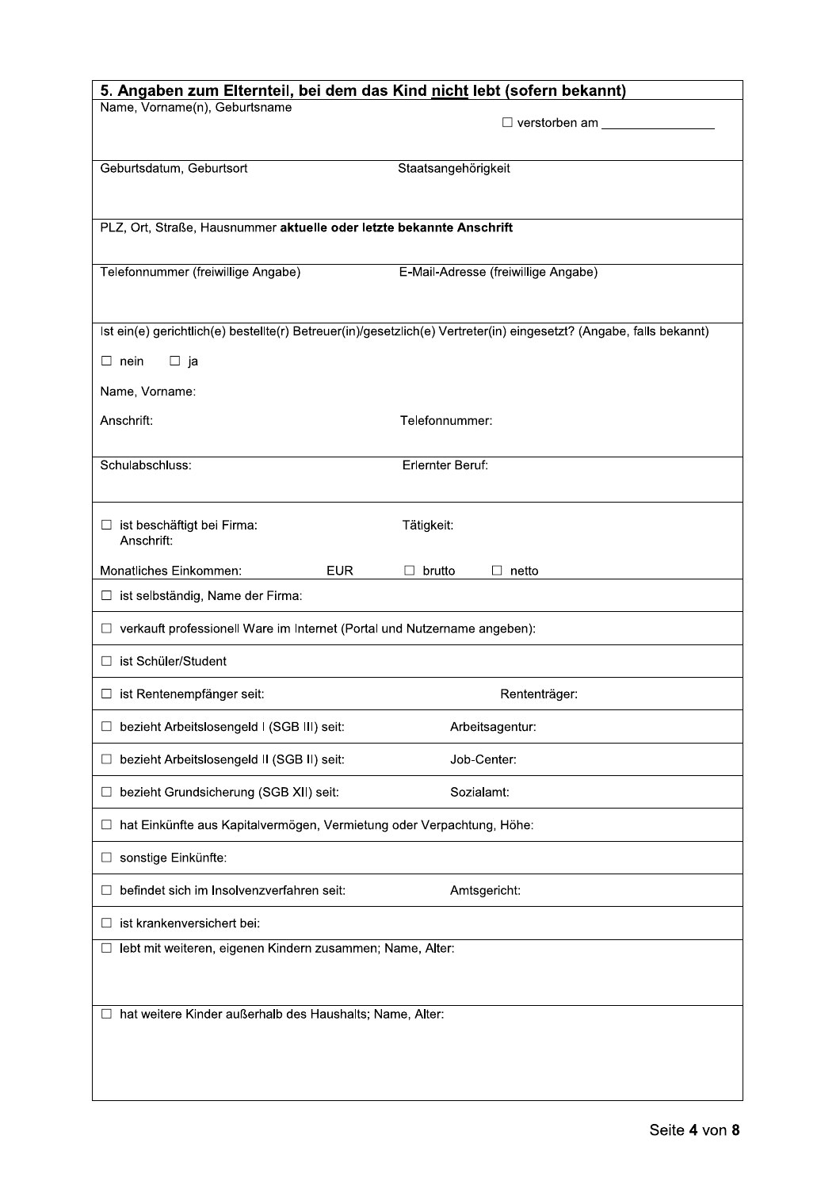## 5. Angaben zum Elternteil, bei dem das Kind <u>nicht</u> lebt (sofern bekannt)

Name, Vorname(n), Geburtsname

☐ verstorben am ________________

Geburtsdatum, Geburtsort | Staatsangehörigkeit

PLZ, Ort, Straße, Hausnummer **aktuelle oder letzte bekannte Anschrift**

Telefonnummer (freiwillige Angabe) | E-Mail-Adresse (freiwillige Angabe)

Ist ein(e) gerichtlich(e) bestellte(r) Betreuer(in)/gesetzlich(e) Vertreter(in) eingesetzt? (Angabe, falls bekannt)

☐ nein ☐ ja

Name, Vorname:

Anschrift: | Telefonnummer:

Schulabschluss: | Erlernter Beruf:

☐ ist beschäftigt bei Firma: | Tätigkeit:
Anschrift:

Monatliches Einkommen: EUR ☐ brutto ☐ netto

☐ ist selbständig, Name der Firma:

☐ verkauft professionell Ware im Internet (Portal und Nutzername angeben):

☐ ist Schüler/Student

☐ ist Rentenempfänger seit: | Rententräger:

☐ bezieht Arbeitslosengeld I (SGB III) seit: | Arbeitsagentur:

☐ bezieht Arbeitslosengeld II (SGB II) seit: | Job-Center:

☐ bezieht Grundsicherung (SGB XII) seit: | Sozialamt:

☐ hat Einkünfte aus Kapitalvermögen, Vermietung oder Verpachtung, Höhe:

☐ sonstige Einkünfte:

☐ befindet sich im Insolvenzverfahren seit: | Amtsgericht:

☐ ist krankenversichert bei:

☐ lebt mit weiteren, eigenen Kindern zusammen; Name, Alter:

☐ hat weitere Kinder außerhalb des Haushalts; Name, Alter: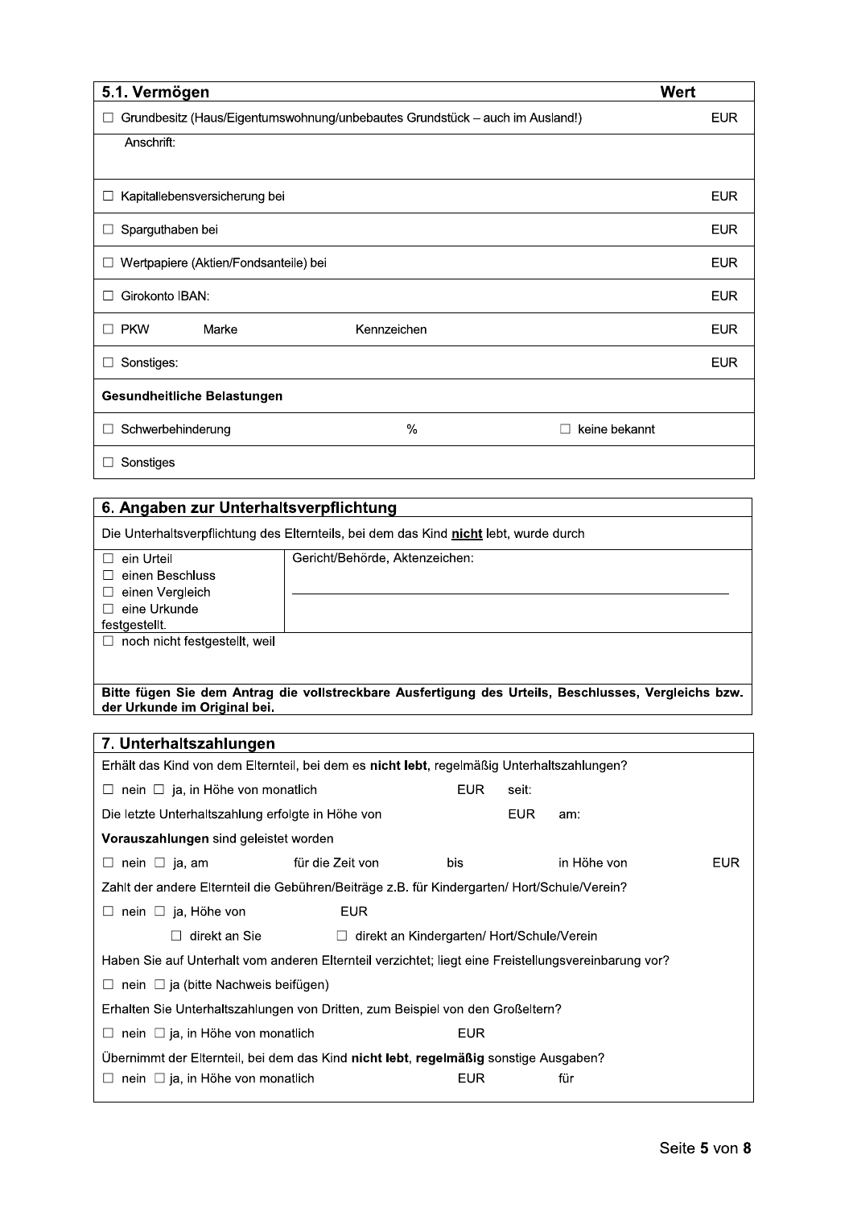## 5.1. Vermögen

| | Wert |
|---|---|
| ☐ Grundbesitz (Haus/Eigentumswohnung/unbebautes Grundstück – auch im Ausland!) | EUR |
| Anschrift: | |
| ☐ Kapitallebensversicherung bei | EUR |
| ☐ Sparguthaben bei | EUR |
| ☐ Wertpapiere (Aktien/Fondsanteile) bei | EUR |
| ☐ Girokonto IBAN: | EUR |
| ☐ PKW Marke Kennzeichen | EUR |
| ☐ Sonstiges: | EUR |

**Gesundheitliche Belastungen**

| | | |
|---|---|---|
| ☐ Schwerbehinderung | % | ☐ keine bekannt |
| ☐ Sonstiges | | |

## 6. Angaben zur Unterhaltsverpflichtung

Die Unterhaltsverpflichtung des Elternteils, bei dem das Kind **nicht** lebt, wurde durch

| | |
|---|---|
| ☐ ein Urteil<br>☐ einen Beschluss<br>☐ einen Vergleich<br>☐ eine Urkunde<br>festgestellt. | Gericht/Behörde, Aktenzeichen: |
| ☐ noch nicht festgestellt, weil | |

**Bitte fügen Sie dem Antrag die vollstreckbare Ausfertigung des Urteils, Beschlusses, Vergleichs bzw. der Urkunde im Original bei.**

## 7. Unterhaltszahlungen

Erhält das Kind von dem Elternteil, bei dem es **nicht lebt**, regelmäßig Unterhaltszahlungen?

☐ nein ☐ ja, in Höhe von monatlich EUR seit:

Die letzte Unterhaltszahlung erfolgte in Höhe von EUR am:

**Vorauszahlungen** sind geleistet worden

☐ nein ☐ ja, am für die Zeit von bis in Höhe von EUR

Zahlt der andere Elternteil die Gebühren/Beiträge z.B. für Kindergarten/ Hort/Schule/Verein?

☐ nein ☐ ja, Höhe von EUR

☐ direkt an Sie ☐ direkt an Kindergarten/ Hort/Schule/Verein

Haben Sie auf Unterhalt vom anderen Elternteil verzichtet; liegt eine Freistellungsvereinbarung vor?

☐ nein ☐ ja (bitte Nachweis beifügen)

Erhalten Sie Unterhaltszahlungen von Dritten, zum Beispiel von den Großeltern?

☐ nein ☐ ja, in Höhe von monatlich EUR

Übernimmt der Elternteil, bei dem das Kind **nicht lebt**, **regelmäßig** sonstige Ausgaben?

☐ nein ☐ ja, in Höhe von monatlich EUR für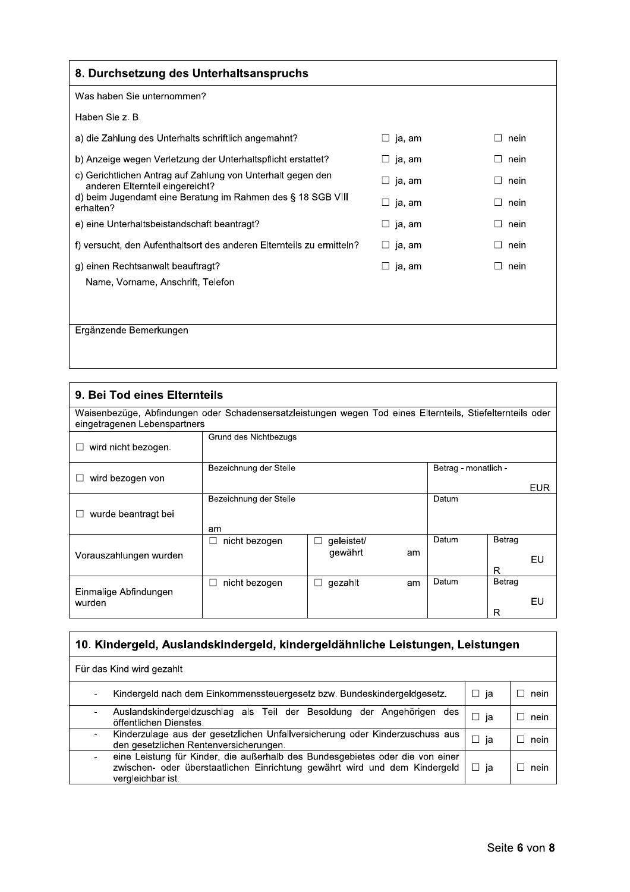## 8. Durchsetzung des Unterhaltsanspruchs

Was haben Sie unternommen?

Haben Sie z. B.

| | | |
|---|---|---|
| a) die Zahlung des Unterhalts schriftlich angemahnt? | ☐ ja, am | ☐ nein |
| b) Anzeige wegen Verletzung der Unterhaltspflicht erstattet? | ☐ ja, am | ☐ nein |
| c) Gerichtlichen Antrag auf Zahlung von Unterhalt gegen den anderen Elternteil eingereicht? | ☐ ja, am | ☐ nein |
| d) beim Jugendamt eine Beratung im Rahmen des § 18 SGB VIII erhalten? | ☐ ja, am | ☐ nein |
| e) eine Unterhaltsbeistandschaft beantragt? | ☐ ja, am | ☐ nein |
| f) versucht, den Aufenthaltsort des anderen Elternteils zu ermitteln? | ☐ ja, am | ☐ nein |
| g) einen Rechtsanwalt beauftragt? | ☐ ja, am | ☐ nein |

Name, Vorname, Anschrift, Telefon

Ergänzende Bemerkungen

## 9. Bei Tod eines Elternteils

Waisenbezüge, Abfindungen oder Schadensersatzleistungen wegen Tod eines Elternteils, Stiefelternteils oder eingetragenen Lebenspartners

| | | | | |
|---|---|---|---|---|
| ☐ wird nicht bezogen. | Grund des Nichtbezugs | | | |
| ☐ wird bezogen von | Bezeichnung der Stelle | | Betrag - monatlich - EUR | |
| ☐ wurde beantragt bei | Bezeichnung der Stelle am | | Datum | |
| Vorauszahlungen wurden | ☐ nicht bezogen | ☐ geleistet/ gewährt am | Datum | Betrag EUR |
| Einmalige Abfindungen wurden | ☐ nicht bezogen | ☐ gezahlt am | Datum | Betrag EUR |

## 10. Kindergeld, Auslandskindergeld, kindergeldähnliche Leistungen, Leistungen

Für das Kind wird gezahlt

| | | |
|---|---|---|
| - Kindergeld nach dem Einkommenssteuergesetz bzw. Bundeskindergeldgesetz. | ☐ ja | ☐ nein |
| - Auslandskindergeldzuschlag als Teil der Besoldung der Angehörigen des öffentlichen Dienstes. | ☐ ja | ☐ nein |
| - Kinderzulage aus der gesetzlichen Unfallversicherung oder Kinderzuschuss aus den gesetzlichen Rentenversicherungen. | ☐ ja | ☐ nein |
| - eine Leistung für Kinder, die außerhalb des Bundesgebietes oder die von einer zwischen- oder überstaatlichen Einrichtung gewährt wird und dem Kindergeld vergleichbar ist. | ☐ ja | ☐ nein |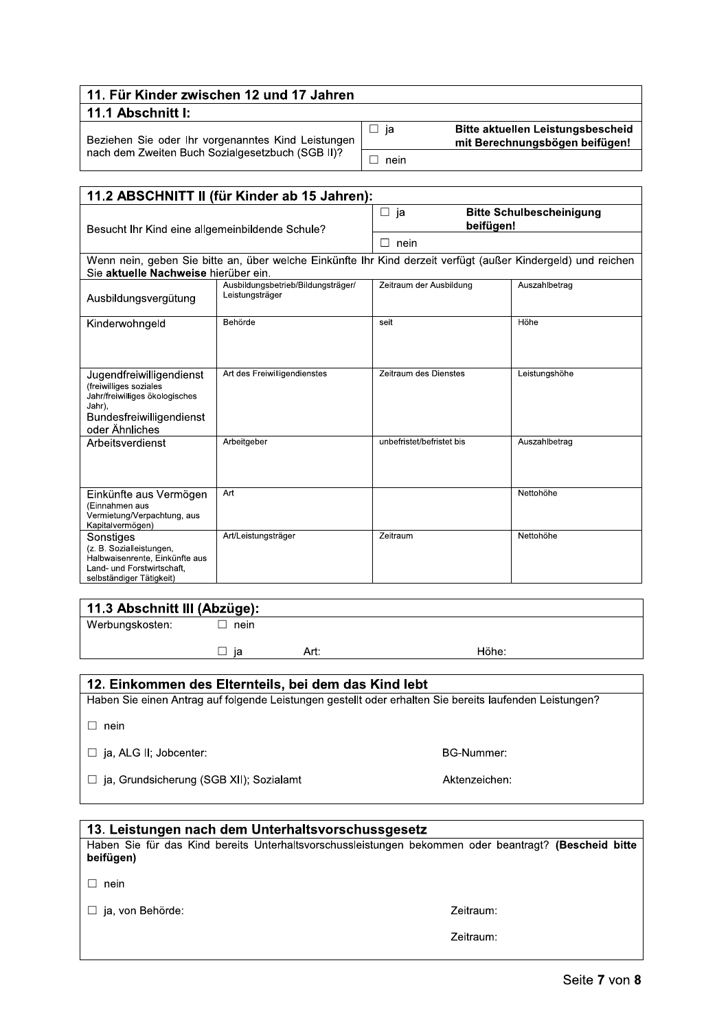## 11. Für Kinder zwischen 12 und 17 Jahren

### 11.1 Abschnitt I:

| | | |
|---|---|---|
| Beziehen Sie oder Ihr vorgenanntes Kind Leistungen nach dem Zweiten Buch Sozialgesetzbuch (SGB II)? | ☐ ja | **Bitte aktuellen Leistungsbescheid mit Berechnungsbögen beifügen!** |
| | ☐ nein | |

### 11.2 ABSCHNITT II (für Kinder ab 15 Jahren):

| | | |
|---|---|---|
| Besucht Ihr Kind eine allgemeinbildende Schule? | ☐ ja | **Bitte Schulbescheinigung beifügen!** |
| | ☐ nein | |

Wenn nein, geben Sie bitte an, über welche Einkünfte Ihr Kind derzeit verfügt (außer Kindergeld) und reichen Sie **aktuelle Nachweise** hierüber ein.

| | | | |
|---|---|---|---|
| Ausbildungsvergütung | Ausbildungsbetrieb/Bildungsträger/ Leistungsträger | Zeitraum der Ausbildung | Auszahlbetrag |
| Kinderwohngeld | Behörde | seit | Höhe |
| Jugendfreiwilligendienst (freiwilliges soziales Jahr/freiwilliges ökologisches Jahr), Bundesfreiwilligendienst oder Ähnliches | Art des Freiwilligendienstes | Zeitraum des Dienstes | Leistungshöhe |
| Arbeitsverdienst | Arbeitgeber | unbefristet/befristet bis | Auszahlbetrag |
| Einkünfte aus Vermögen (Einnahmen aus Vermietung/Verpachtung, aus Kapitalvermögen) | Art | | Nettohöhe |
| Sonstiges (z. B. Sozialleistungen, Halbwaisenrente, Einkünfte aus Land- und Forstwirtschaft, selbständiger Tätigkeit) | Art/Leistungsträger | Zeitraum | Nettohöhe |

### 11.3 Abschnitt III (Abzüge):

Werbungskosten: ☐ nein

☐ ja Art: Höhe:

## 12. Einkommen des Elternteils, bei dem das Kind lebt

Haben Sie einen Antrag auf folgende Leistungen gestellt oder erhalten Sie bereits laufenden Leistungen?

☐ nein

☐ ja, ALG II; Jobcenter: BG-Nummer:

☐ ja, Grundsicherung (SGB XII); Sozialamt Aktenzeichen:

## 13. Leistungen nach dem Unterhaltsvorschussgesetz

Haben Sie für das Kind bereits Unterhaltsvorschussleistungen bekommen oder beantragt? **(Bescheid bitte beifügen)**

☐ nein

☐ ja, von Behörde: Zeitraum:

Zeitraum: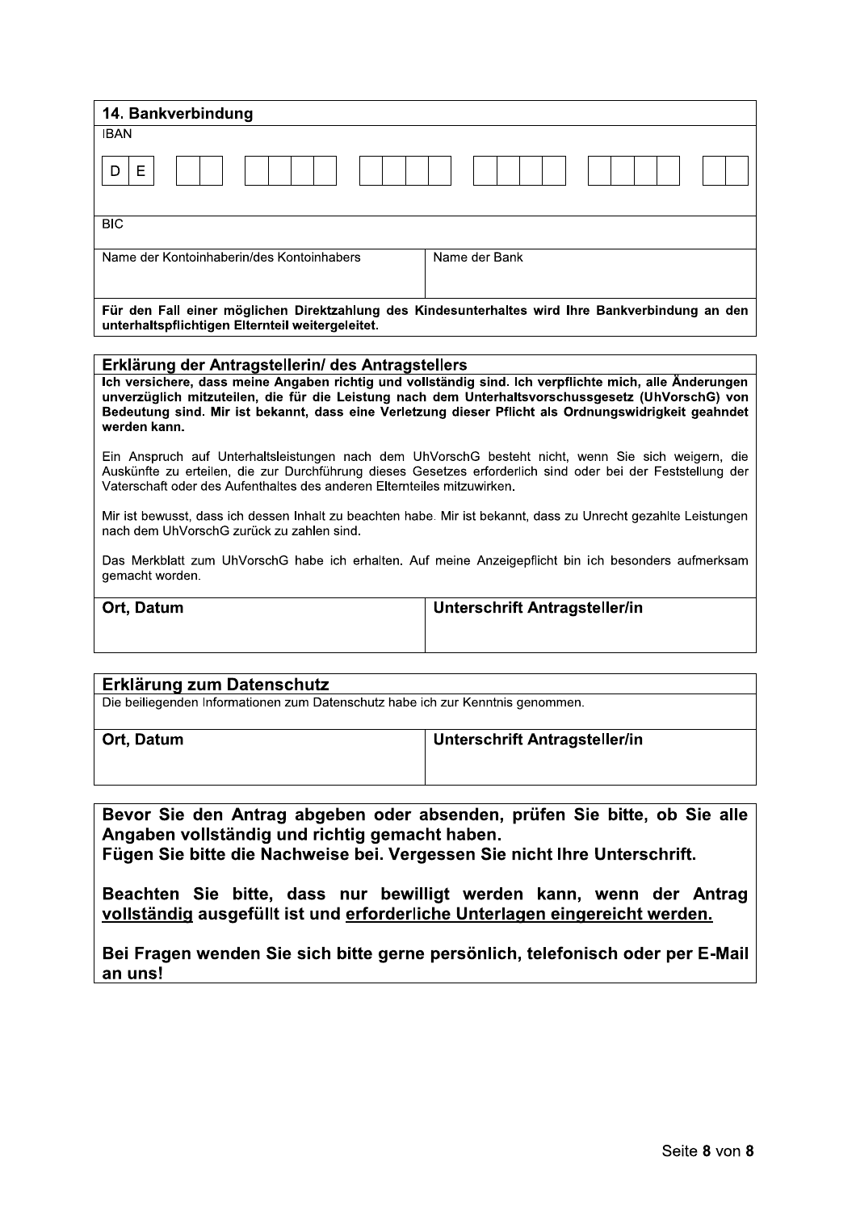## 14. Bankverbindung

| IBAN | |
|---|---|
| D E \| \_ \_ \| \_ \_ \_ \_ \| \_ \_ \_ \_ \| \_ \_ \_ \_ \| \_ \_ \_ \_ \| \_ \_ | |
| BIC | |
| Name der Kontoinhaberin/des Kontoinhabers | Name der Bank |

**Für den Fall einer möglichen Direktzahlung des Kindesunterhaltes wird Ihre Bankverbindung an den unterhaltspflichtigen Elternteil weitergeleitet.**

## Erklärung der Antragstellerin/ des Antragstellers

**Ich versichere, dass meine Angaben richtig und vollständig sind. Ich verpflichte mich, alle Änderungen unverzüglich mitzuteilen, die für die Leistung nach dem Unterhaltsvorschussgesetz (UhVorschG) von Bedeutung sind. Mir ist bekannt, dass eine Verletzung dieser Pflicht als Ordnungswidrigkeit geahndet werden kann.**

Ein Anspruch auf Unterhaltsleistungen nach dem UhVorschG besteht nicht, wenn Sie sich weigern, die Auskünfte zu erteilen, die zur Durchführung dieses Gesetzes erforderlich sind oder bei der Feststellung der Vaterschaft oder des Aufenthaltes des anderen Elternteiles mitzuwirken.

Mir ist bewusst, dass ich dessen Inhalt zu beachten habe. Mir ist bekannt, dass zu Unrecht gezahlte Leistungen nach dem UhVorschG zurück zu zahlen sind.

Das Merkblatt zum UhVorschG habe ich erhalten. Auf meine Anzeigepflicht bin ich besonders aufmerksam gemacht worden.

| **Ort, Datum** | **Unterschrift Antragsteller/in** |
|---|---|
| | |

## Erklärung zum Datenschutz

Die beiliegenden Informationen zum Datenschutz habe ich zur Kenntnis genommen.

| **Ort, Datum** | **Unterschrift Antragsteller/in** |
|---|---|
| | |

**Bevor Sie den Antrag abgeben oder absenden, prüfen Sie bitte, ob Sie alle Angaben vollständig und richtig gemacht haben.**
**Fügen Sie bitte die Nachweise bei. Vergessen Sie nicht Ihre Unterschrift.**

**Beachten Sie bitte, dass nur bewilligt werden kann, wenn der Antrag <u>vollständig</u> ausgefüllt ist und <u>erforderliche Unterlagen eingereicht werden.</u>**

**Bei Fragen wenden Sie sich bitte gerne persönlich, telefonisch oder per E-Mail an uns!**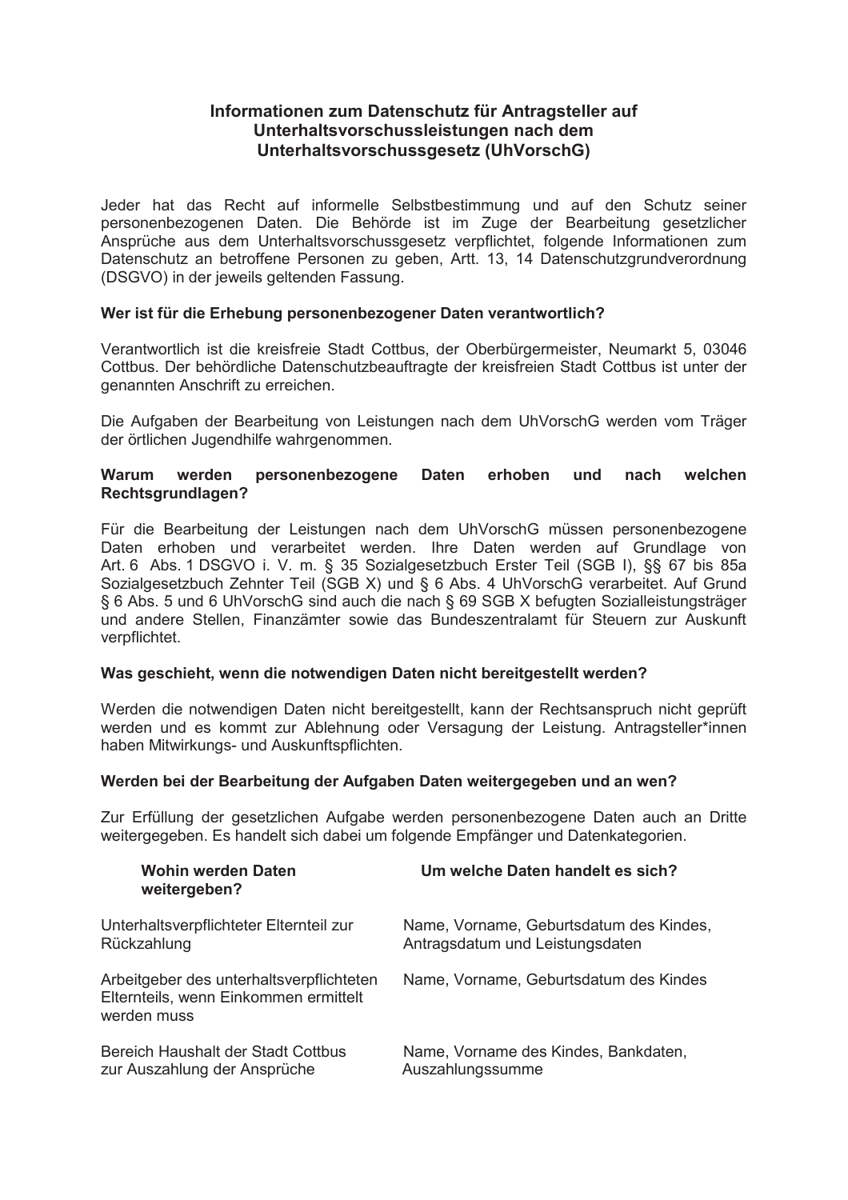# Informationen zum Datenschutz für Antragsteller auf Unterhaltsvorschussleistungen nach dem Unterhaltsvorschussgesetz (UhVorschG)

Jeder hat das Recht auf informelle Selbstbestimmung und auf den Schutz seiner personenbezogenen Daten. Die Behörde ist im Zuge der Bearbeitung gesetzlicher Ansprüche aus dem Unterhaltsvorschussgesetz verpflichtet, folgende Informationen zum Datenschutz an betroffene Personen zu geben, Artt. 13, 14 Datenschutzgrundverordnung (DSGVO) in der jeweils geltenden Fassung.

**Wer ist für die Erhebung personenbezogener Daten verantwortlich?**

Verantwortlich ist die kreisfreie Stadt Cottbus, der Oberbürgermeister, Neumarkt 5, 03046 Cottbus. Der behördliche Datenschutzbeauftragte der kreisfreien Stadt Cottbus ist unter der genannten Anschrift zu erreichen.

Die Aufgaben der Bearbeitung von Leistungen nach dem UhVorschG werden vom Träger der örtlichen Jugendhilfe wahrgenommen.

**Warum werden personenbezogene Daten erhoben und nach welchen Rechtsgrundlagen?**

Für die Bearbeitung der Leistungen nach dem UhVorschG müssen personenbezogene Daten erhoben und verarbeitet werden. Ihre Daten werden auf Grundlage von Art. 6 Abs. 1 DSGVO i. V. m. § 35 Sozialgesetzbuch Erster Teil (SGB I), §§ 67 bis 85a Sozialgesetzbuch Zehnter Teil (SGB X) und § 6 Abs. 4 UhVorschG verarbeitet. Auf Grund § 6 Abs. 5 und 6 UhVorschG sind auch die nach § 69 SGB X befugten Sozialleistungsträger und andere Stellen, Finanzämter sowie das Bundeszentralamt für Steuern zur Auskunft verpflichtet.

**Was geschieht, wenn die notwendigen Daten nicht bereitgestellt werden?**

Werden die notwendigen Daten nicht bereitgestellt, kann der Rechtsanspruch nicht geprüft werden und es kommt zur Ablehnung oder Versagung der Leistung. Antragsteller*innen haben Mitwirkungs- und Auskunftspflichten.

**Werden bei der Bearbeitung der Aufgaben Daten weitergegeben und an wen?**

Zur Erfüllung der gesetzlichen Aufgabe werden personenbezogene Daten auch an Dritte weitergegeben. Es handelt sich dabei um folgende Empfänger und Datenkategorien.

| Wohin werden Daten weitergeben? | Um welche Daten handelt es sich? |
|---|---|
| Unterhaltsverpflichteter Elternteil zur Rückzahlung | Name, Vorname, Geburtsdatum des Kindes, Antragsdatum und Leistungsdaten |
| Arbeitgeber des unterhaltsverpflichteten Elternteils, wenn Einkommen ermittelt werden muss | Name, Vorname, Geburtsdatum des Kindes |
| Bereich Haushalt der Stadt Cottbus zur Auszahlung der Ansprüche | Name, Vorname des Kindes, Bankdaten, Auszahlungssumme |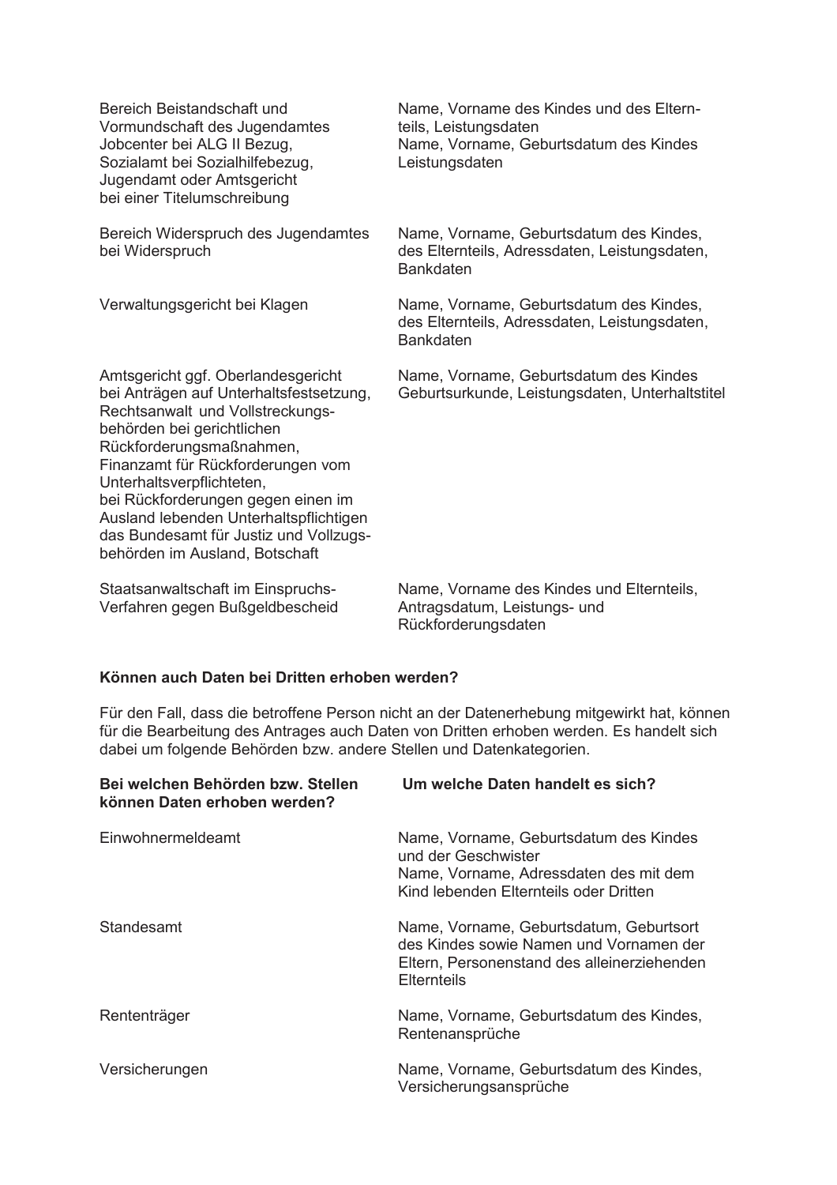| | |
|---|---|
| Bereich Beistandschaft und Vormundschaft des Jugendamtes<br>Jobcenter bei ALG II Bezug, Sozialamt bei Sozialhilfebezug, Jugendamt oder Amtsgericht bei einer Titelumschreibung | Name, Vorname des Kindes und des Elternteils, Leistungsdaten<br>Name, Vorname, Geburtsdatum des Kindes Leistungsdaten |
| Bereich Widerspruch des Jugendamtes bei Widerspruch | Name, Vorname, Geburtsdatum des Kindes, des Elternteils, Adressdaten, Leistungsdaten, Bankdaten |
| Verwaltungsgericht bei Klagen | Name, Vorname, Geburtsdatum des Kindes, des Elternteils, Adressdaten, Leistungsdaten, Bankdaten |
| Amtsgericht ggf. Oberlandesgericht bei Anträgen auf Unterhaltsfestsetzung, Rechtsanwalt und Vollstreckungsbehörden bei gerichtlichen Rückforderungsmaßnahmen, Finanzamt für Rückforderungen vom Unterhaltsverpflichteten, bei Rückforderungen gegen einen im Ausland lebenden Unterhaltspflichtigen das Bundesamt für Justiz und Vollzugsbehörden im Ausland, Botschaft | Name, Vorname, Geburtsdatum des Kindes Geburtsurkunde, Leistungsdaten, Unterhaltstitel |
| Staatsanwaltschaft im Einspruchs-Verfahren gegen Bußgeldbescheid | Name, Vorname des Kindes und Elternteils, Antragsdatum, Leistungs- und Rückforderungsdaten |

**Können auch Daten bei Dritten erhoben werden?**

Für den Fall, dass die betroffene Person nicht an der Datenerhebung mitgewirkt hat, können für die Bearbeitung des Antrages auch Daten von Dritten erhoben werden. Es handelt sich dabei um folgende Behörden bzw. andere Stellen und Datenkategorien.

| **Bei welchen Behörden bzw. Stellen können Daten erhoben werden?** | **Um welche Daten handelt es sich?** |
|---|---|
| Einwohnermeldeamt | Name, Vorname, Geburtsdatum des Kindes und der Geschwister<br>Name, Vorname, Adressdaten des mit dem Kind lebenden Elternteils oder Dritten |
| Standesamt | Name, Vorname, Geburtsdatum, Geburtsort des Kindes sowie Namen und Vornamen der Eltern, Personenstand des alleinerziehenden Elternteils |
| Rententräger | Name, Vorname, Geburtsdatum des Kindes, Rentenansprüche |
| Versicherungen | Name, Vorname, Geburtsdatum des Kindes, Versicherungsansprüche |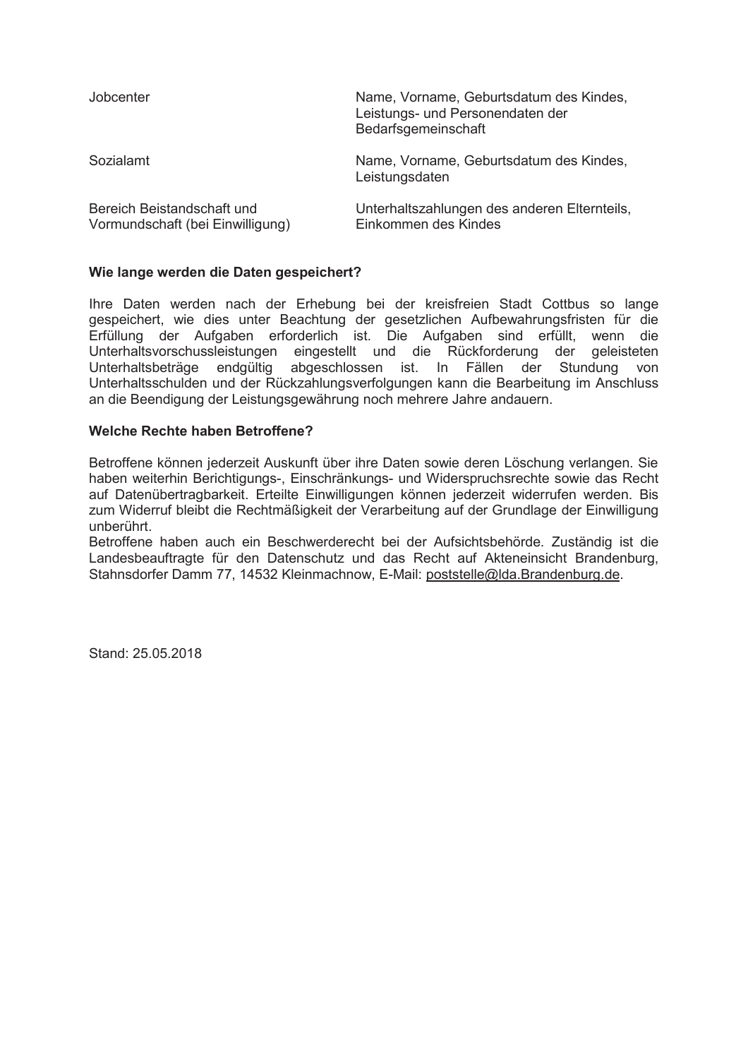| | |
|---|---|
| Jobcenter | Name, Vorname, Geburtsdatum des Kindes, Leistungs- und Personendaten der Bedarfsgemeinschaft |
| Sozialamt | Name, Vorname, Geburtsdatum des Kindes, Leistungsdaten |
| Bereich Beistandschaft und Vormundschaft (bei Einwilligung) | Unterhaltszahlungen des anderen Elternteils, Einkommen des Kindes |

**Wie lange werden die Daten gespeichert?**

Ihre Daten werden nach der Erhebung bei der kreisfreien Stadt Cottbus so lange gespeichert, wie dies unter Beachtung der gesetzlichen Aufbewahrungsfristen für die Erfüllung der Aufgaben erforderlich ist. Die Aufgaben sind erfüllt, wenn die Unterhaltsvorschussleistungen eingestellt und die Rückforderung der geleisteten Unterhaltsbeträge endgültig abgeschlossen ist. In Fällen der Stundung von Unterhaltsschulden und der Rückzahlungsverfolgungen kann die Bearbeitung im Anschluss an die Beendigung der Leistungsgewährung noch mehrere Jahre andauern.

**Welche Rechte haben Betroffene?**

Betroffene können jederzeit Auskunft über ihre Daten sowie deren Löschung verlangen. Sie haben weiterhin Berichtigungs-, Einschränkungs- und Widerspruchsrechte sowie das Recht auf Datenübertragbarkeit. Erteilte Einwilligungen können jederzeit widerrufen werden. Bis zum Widerruf bleibt die Rechtmäßigkeit der Verarbeitung auf der Grundlage der Einwilligung unberührt.
Betroffene haben auch ein Beschwerderecht bei der Aufsichtsbehörde. Zuständig ist die Landesbeauftragte für den Datenschutz und das Recht auf Akteneinsicht Brandenburg, Stahnsdorfer Damm 77, 14532 Kleinmachnow, E-Mail: poststelle@lda.Brandenburg.de.

Stand: 25.05.2018